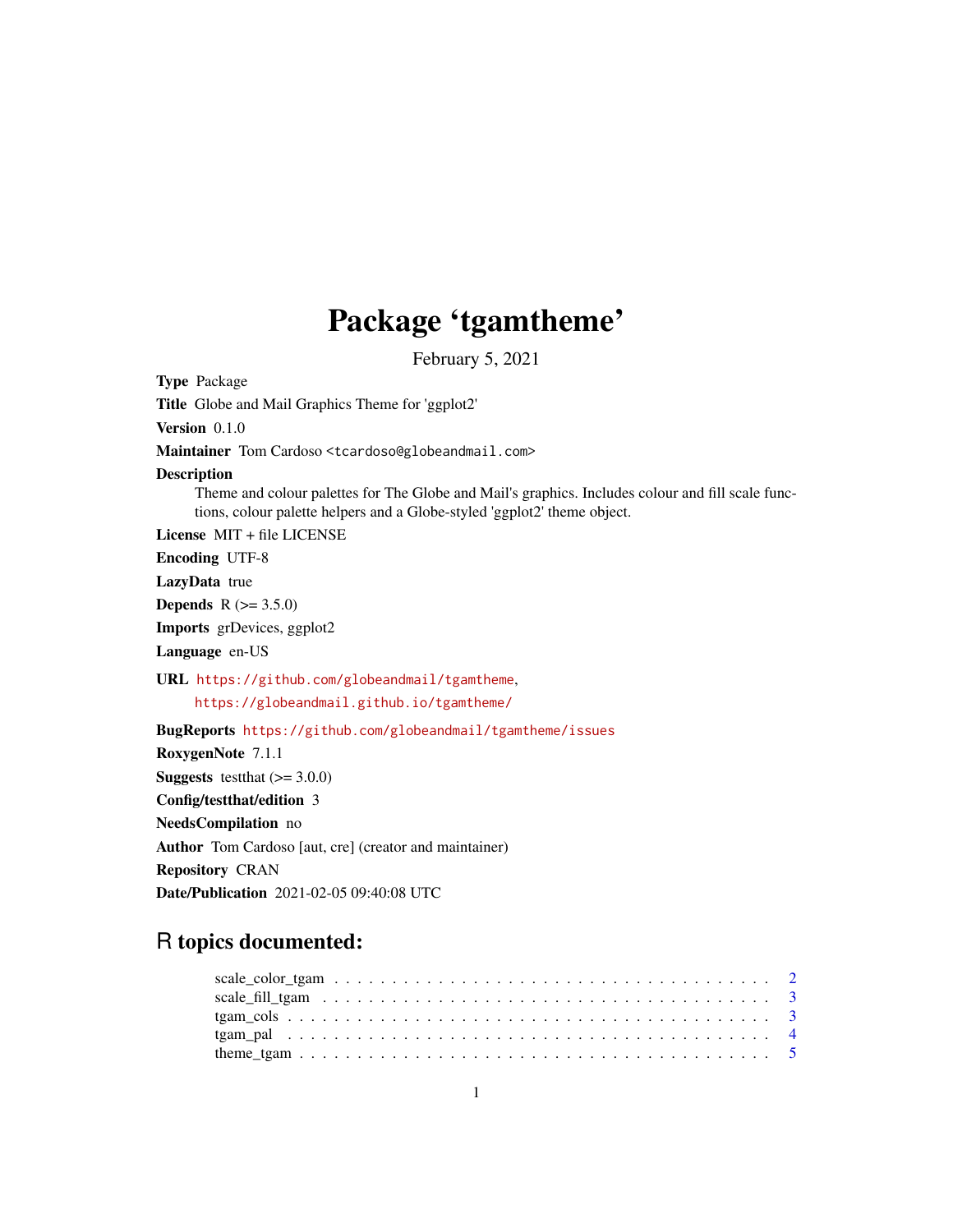# Package 'tgamtheme'

February 5, 2021

**Type** Package

**Title** Globe and Mail Graphics Theme for 'ggplot2'

**Version** 0.1.0

**Maintainer** Tom Cardoso <tcardoso@globeandmail.com>

**Description** Theme and colour palettes for The Globe and Mail's graphics. Includes colour and fill scale functions, colour palette helpers and a Globe-styled 'ggplot2' theme object.

**License** MIT + file LICENSE

**Encoding** UTF-8

**LazyData** true

**Depends** R (>= 3.5.0)

**Imports** grDevices, ggplot2

**Language** en-US

**URL** https://github.com/globeandmail/tgamtheme,
https://globeandmail.github.io/tgamtheme/

**BugReports** https://github.com/globeandmail/tgamtheme/issues

**RoxygenNote** 7.1.1

**Suggests** testthat (>= 3.0.0)

**Config/testthat/edition** 3

**NeedsCompilation** no

**Author** Tom Cardoso [aut, cre] (creator and maintainer)

**Repository** CRAN

**Date/Publication** 2021-02-05 09:40:08 UTC

## R topics documented:

- scale_color_tgam . . . . . . . . . . . . . . . . . . . . . . . . . . . . . . . . . . . . 2
- scale_fill_tgam . . . . . . . . . . . . . . . . . . . . . . . . . . . . . . . . . . . . . 3
- tgam_cols . . . . . . . . . . . . . . . . . . . . . . . . . . . . . . . . . . . . . . . 3
- tgam_pal . . . . . . . . . . . . . . . . . . . . . . . . . . . . . . . . . . . . . . . . 4
- theme_tgam . . . . . . . . . . . . . . . . . . . . . . . . . . . . . . . . . . . . . . 5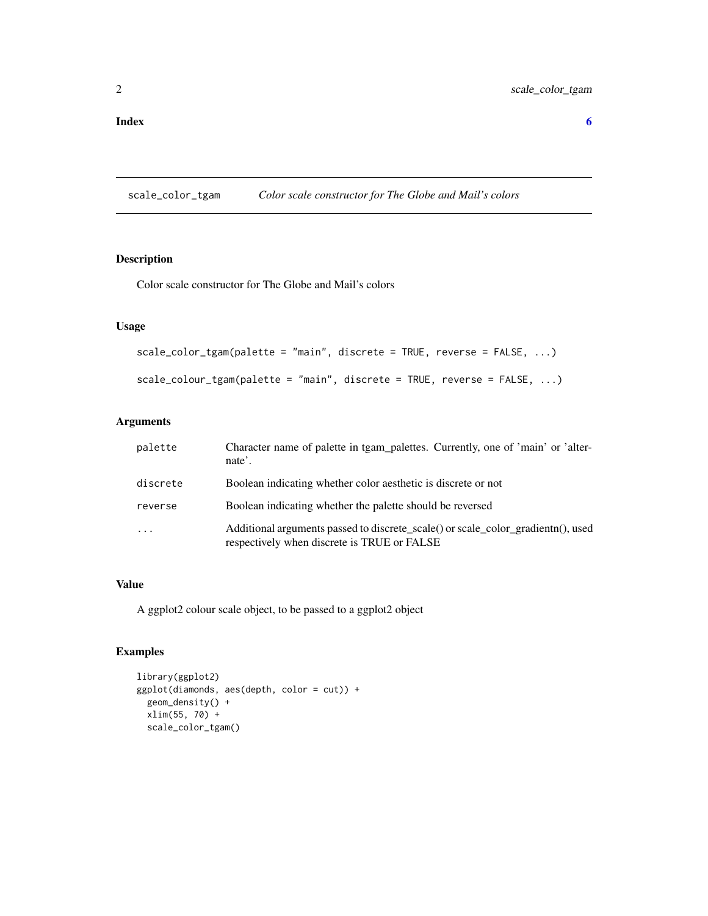**Index** **6**

## scale_color_tgam — *Color scale constructor for The Globe and Mail's colors*

### Description

Color scale constructor for The Globe and Mail's colors

### Usage

```
scale_color_tgam(palette = "main", discrete = TRUE, reverse = FALSE, ...)

scale_colour_tgam(palette = "main", discrete = TRUE, reverse = FALSE, ...)
```

### Arguments

| | |
|---|---|
| `palette` | Character name of palette in tgam_palettes. Currently, one of 'main' or 'alternate'. |
| `discrete` | Boolean indicating whether color aesthetic is discrete or not |
| `reverse` | Boolean indicating whether the palette should be reversed |
| `...` | Additional arguments passed to discrete_scale() or scale_color_gradientn(), used respectively when discrete is TRUE or FALSE |

### Value

A ggplot2 colour scale object, to be passed to a ggplot2 object

### Examples

```
library(ggplot2)
ggplot(diamonds, aes(depth, color = cut)) +
  geom_density() +
  xlim(55, 70) +
  scale_color_tgam()
```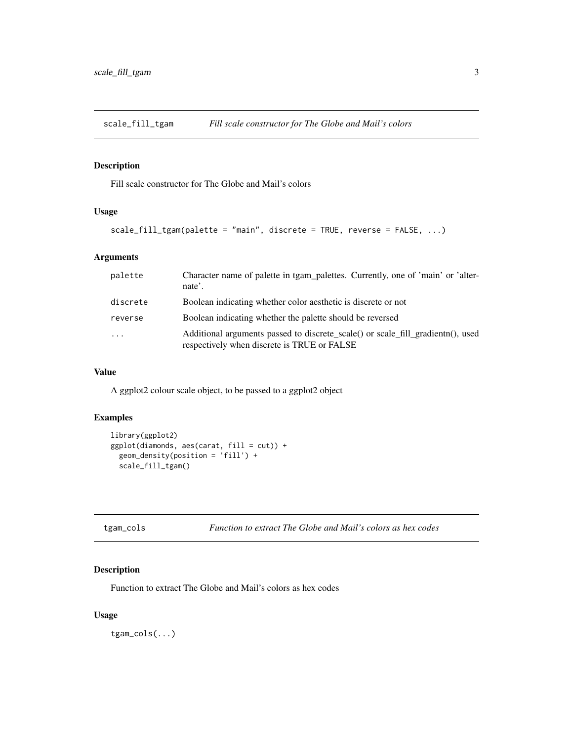## scale_fill_tgam *Fill scale constructor for The Globe and Mail's colors*

### Description

Fill scale constructor for The Globe and Mail's colors

### Usage

```
scale_fill_tgam(palette = "main", discrete = TRUE, reverse = FALSE, ...)
```

### Arguments

| | |
|---|---|
| palette | Character name of palette in tgam_palettes. Currently, one of 'main' or 'alternate'. |
| discrete | Boolean indicating whether color aesthetic is discrete or not |
| reverse | Boolean indicating whether the palette should be reversed |
| ... | Additional arguments passed to discrete_scale() or scale_fill_gradientn(), used respectively when discrete is TRUE or FALSE |

### Value

A ggplot2 colour scale object, to be passed to a ggplot2 object

### Examples

```
library(ggplot2)
ggplot(diamonds, aes(carat, fill = cut)) +
  geom_density(position = 'fill') +
  scale_fill_tgam()
```

## tgam_cols *Function to extract The Globe and Mail's colors as hex codes*

### Description

Function to extract The Globe and Mail's colors as hex codes

### Usage

```
tgam_cols(...)
```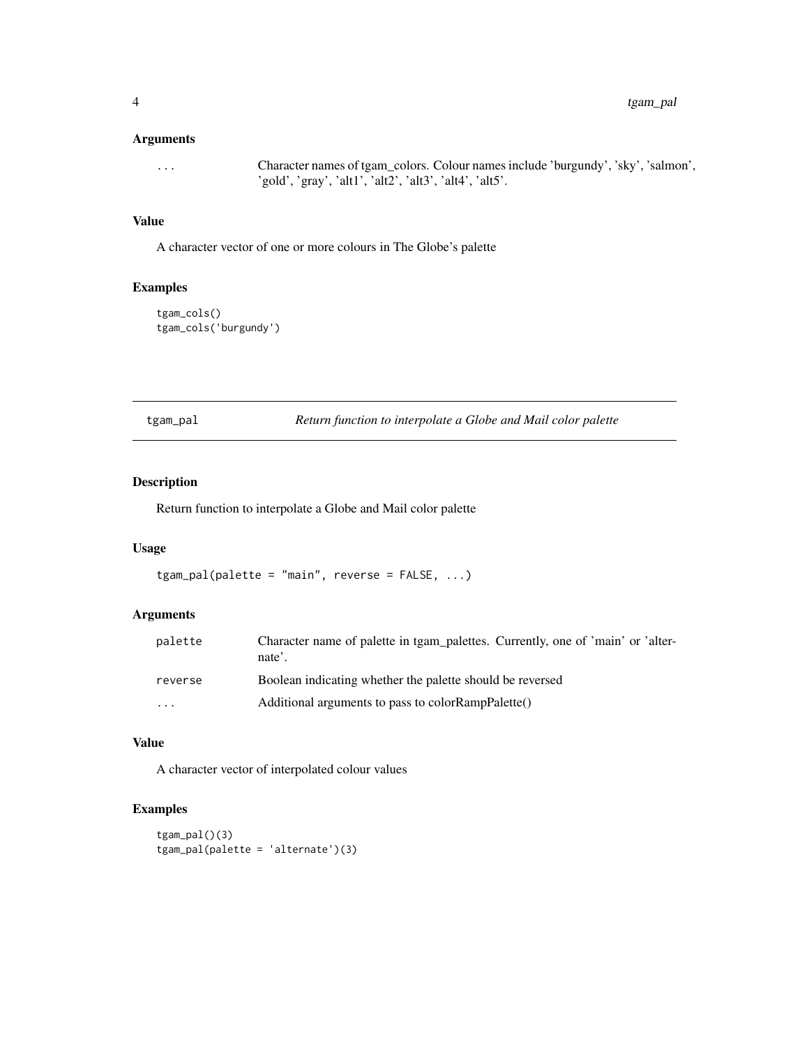## Arguments

| | |
|---|---|
| ... | Character names of tgam_colors. Colour names include 'burgundy', 'sky', 'salmon', 'gold', 'gray', 'alt1', 'alt2', 'alt3', 'alt4', 'alt5'. |

## Value

A character vector of one or more colours in The Globe's palette

## Examples

```
tgam_cols()
tgam_cols('burgundy')
```

---

# tgam_pal — *Return function to interpolate a Globe and Mail color palette*

## Description

Return function to interpolate a Globe and Mail color palette

## Usage

```
tgam_pal(palette = "main", reverse = FALSE, ...)
```

## Arguments

| | |
|---|---|
| palette | Character name of palette in tgam_palettes. Currently, one of 'main' or 'alternate'. |
| reverse | Boolean indicating whether the palette should be reversed |
| ... | Additional arguments to pass to colorRampPalette() |

## Value

A character vector of interpolated colour values

## Examples

```
tgam_pal()(3)
tgam_pal(palette = 'alternate')(3)
```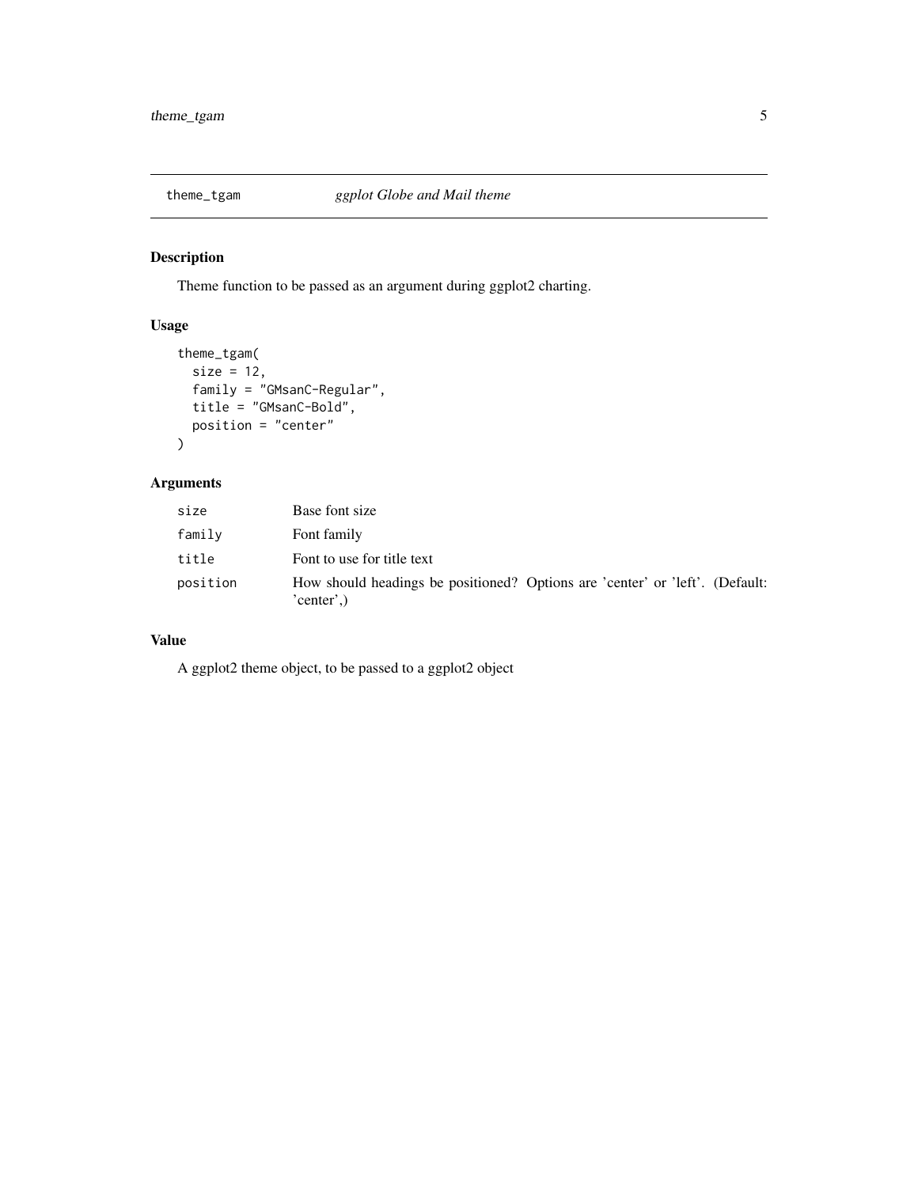## theme_tgam *ggplot Globe and Mail theme*

### Description

Theme function to be passed as an argument during ggplot2 charting.

### Usage

```
theme_tgam(
  size = 12,
  family = "GMsanC-Regular",
  title = "GMsanC-Bold",
  position = "center"
)
```

### Arguments

| | |
|---|---|
| size | Base font size |
| family | Font family |
| title | Font to use for title text |
| position | How should headings be positioned? Options are 'center' or 'left'. (Default: 'center',) |

### Value

A ggplot2 theme object, to be passed to a ggplot2 object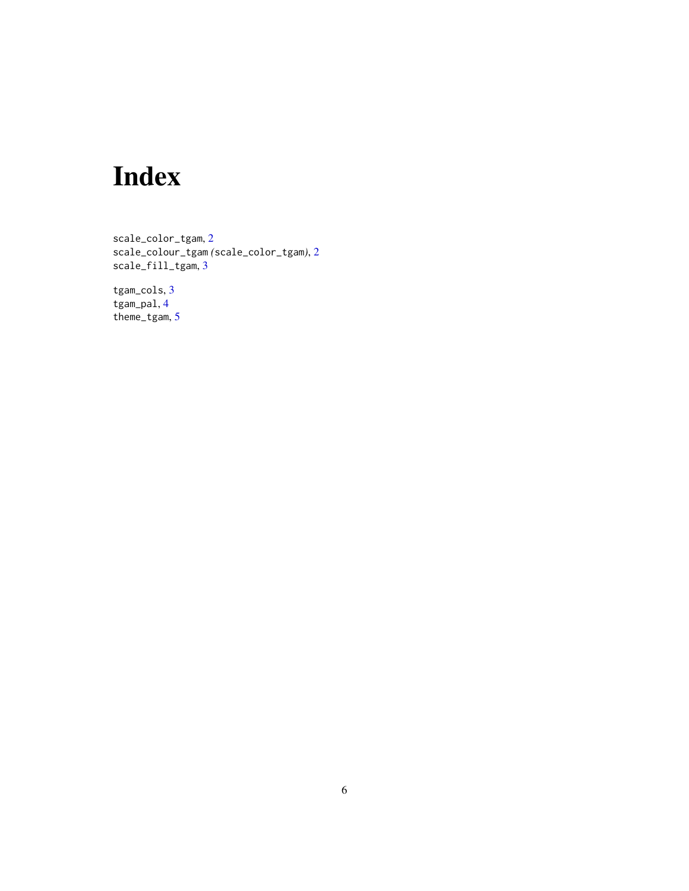# Index

scale_color_tgam, 2
scale_colour_tgam (scale_color_tgam), 2
scale_fill_tgam, 3

tgam_cols, 3
tgam_pal, 4
theme_tgam, 5